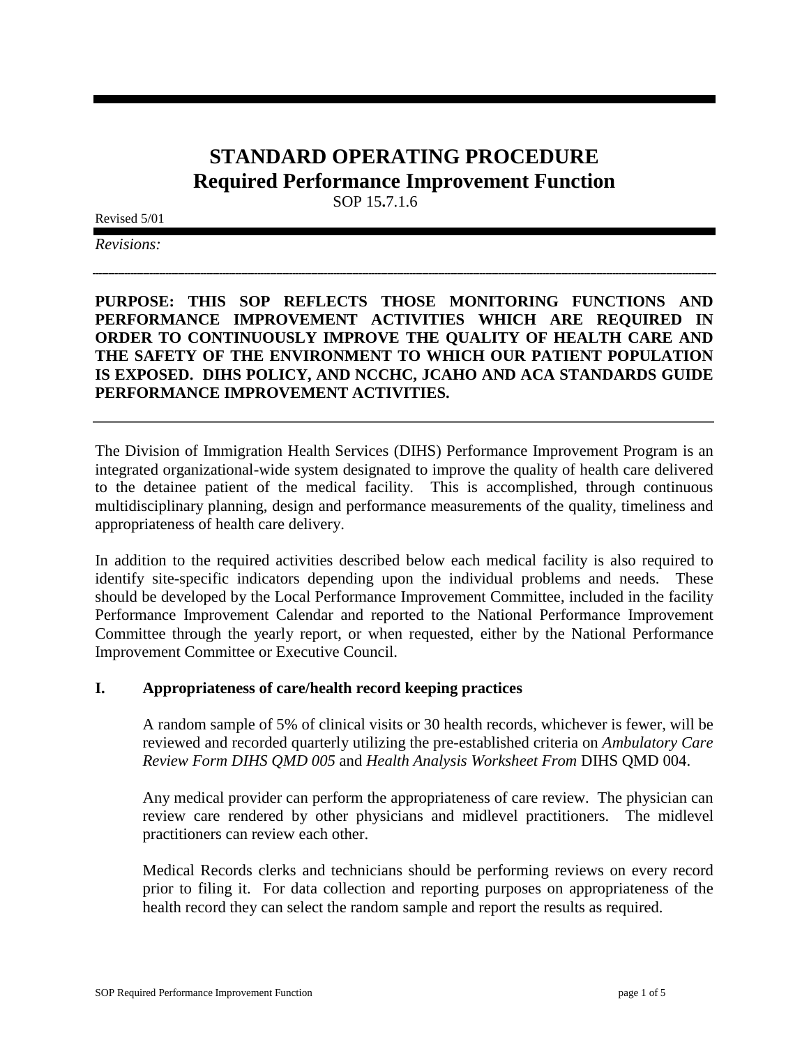# STANDARD OPERATING PROCEDURE
## Required Performance Improvement Function

SOP 15.7.1.6

Revised 5/01

*Revisions:*

---

**PURPOSE: THIS SOP REFLECTS THOSE MONITORING FUNCTIONS AND PERFORMANCE IMPROVEMENT ACTIVITIES WHICH ARE REQUIRED IN ORDER TO CONTINUOUSLY IMPROVE THE QUALITY OF HEALTH CARE AND THE SAFETY OF THE ENVIRONMENT TO WHICH OUR PATIENT POPULATION IS EXPOSED. DIHS POLICY, AND NCCHC, JCAHO AND ACA STANDARDS GUIDE PERFORMANCE IMPROVEMENT ACTIVITIES.**

---

The Division of Immigration Health Services (DIHS) Performance Improvement Program is an integrated organizational-wide system designated to improve the quality of health care delivered to the detainee patient of the medical facility. This is accomplished, through continuous multidisciplinary planning, design and performance measurements of the quality, timeliness and appropriateness of health care delivery.

In addition to the required activities described below each medical facility is also required to identify site-specific indicators depending upon the individual problems and needs. These should be developed by the Local Performance Improvement Committee, included in the facility Performance Improvement Calendar and reported to the National Performance Improvement Committee through the yearly report, or when requested, either by the National Performance Improvement Committee or Executive Council.

### I. Appropriateness of care/health record keeping practices

A random sample of 5% of clinical visits or 30 health records, whichever is fewer, will be reviewed and recorded quarterly utilizing the pre-established criteria on *Ambulatory Care Review Form DIHS QMD 005* and *Health Analysis Worksheet From* DIHS QMD 004.

Any medical provider can perform the appropriateness of care review. The physician can review care rendered by other physicians and midlevel practitioners. The midlevel practitioners can review each other.

Medical Records clerks and technicians should be performing reviews on every record prior to filing it. For data collection and reporting purposes on appropriateness of the health record they can select the random sample and report the results as required.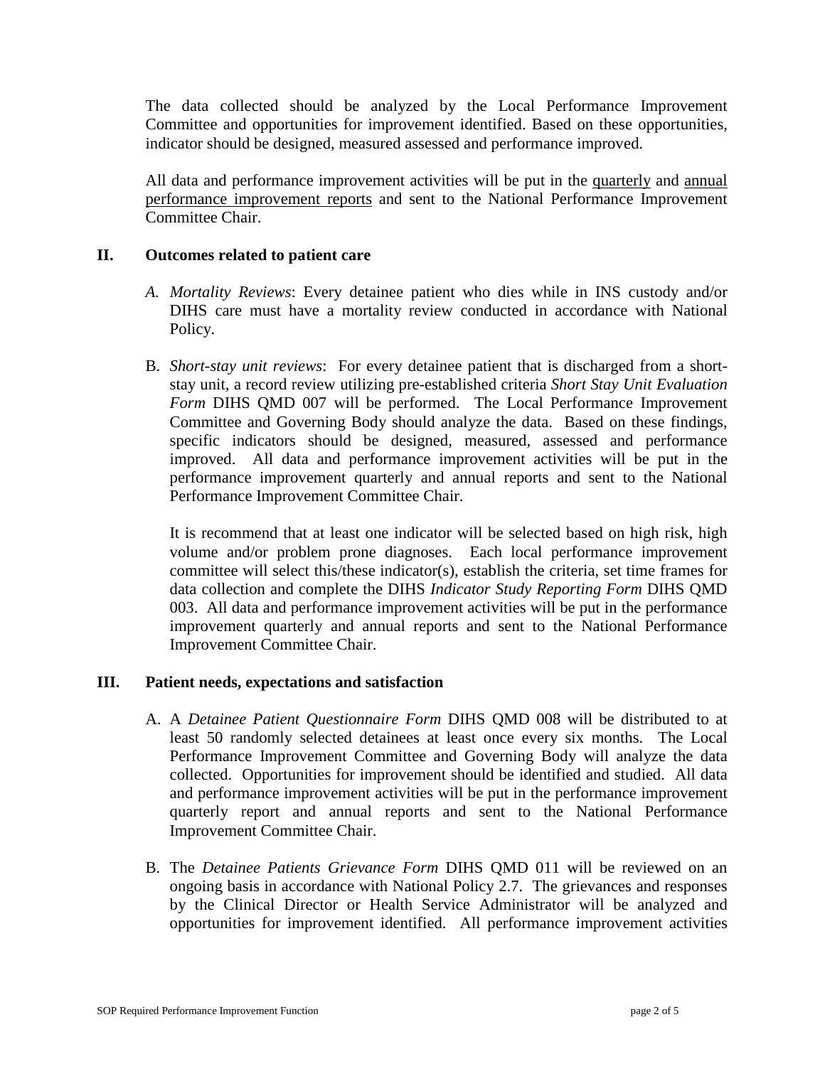The data collected should be analyzed by the Local Performance Improvement Committee and opportunities for improvement identified. Based on these opportunities, indicator should be designed, measured assessed and performance improved.

All data and performance improvement activities will be put in the <u>quarterly</u> and <u>annual performance improvement reports</u> and sent to the National Performance Improvement Committee Chair.

## II. Outcomes related to patient care

*A. Mortality Reviews*: Every detainee patient who dies while in INS custody and/or DIHS care must have a mortality review conducted in accordance with National Policy.

B. *Short-stay unit reviews*: For every detainee patient that is discharged from a short-stay unit, a record review utilizing pre-established criteria *Short Stay Unit Evaluation Form* DIHS QMD 007 will be performed. The Local Performance Improvement Committee and Governing Body should analyze the data. Based on these findings, specific indicators should be designed, measured, assessed and performance improved. All data and performance improvement activities will be put in the performance improvement quarterly and annual reports and sent to the National Performance Improvement Committee Chair.

It is recommend that at least one indicator will be selected based on high risk, high volume and/or problem prone diagnoses. Each local performance improvement committee will select this/these indicator(s), establish the criteria, set time frames for data collection and complete the DIHS *Indicator Study Reporting Form* DIHS QMD 003. All data and performance improvement activities will be put in the performance improvement quarterly and annual reports and sent to the National Performance Improvement Committee Chair.

## III. Patient needs, expectations and satisfaction

A. A *Detainee Patient Questionnaire Form* DIHS QMD 008 will be distributed to at least 50 randomly selected detainees at least once every six months. The Local Performance Improvement Committee and Governing Body will analyze the data collected. Opportunities for improvement should be identified and studied. All data and performance improvement activities will be put in the performance improvement quarterly report and annual reports and sent to the National Performance Improvement Committee Chair.

B. The *Detainee Patients Grievance Form* DIHS QMD 011 will be reviewed on an ongoing basis in accordance with National Policy 2.7. The grievances and responses by the Clinical Director or Health Service Administrator will be analyzed and opportunities for improvement identified. All performance improvement activities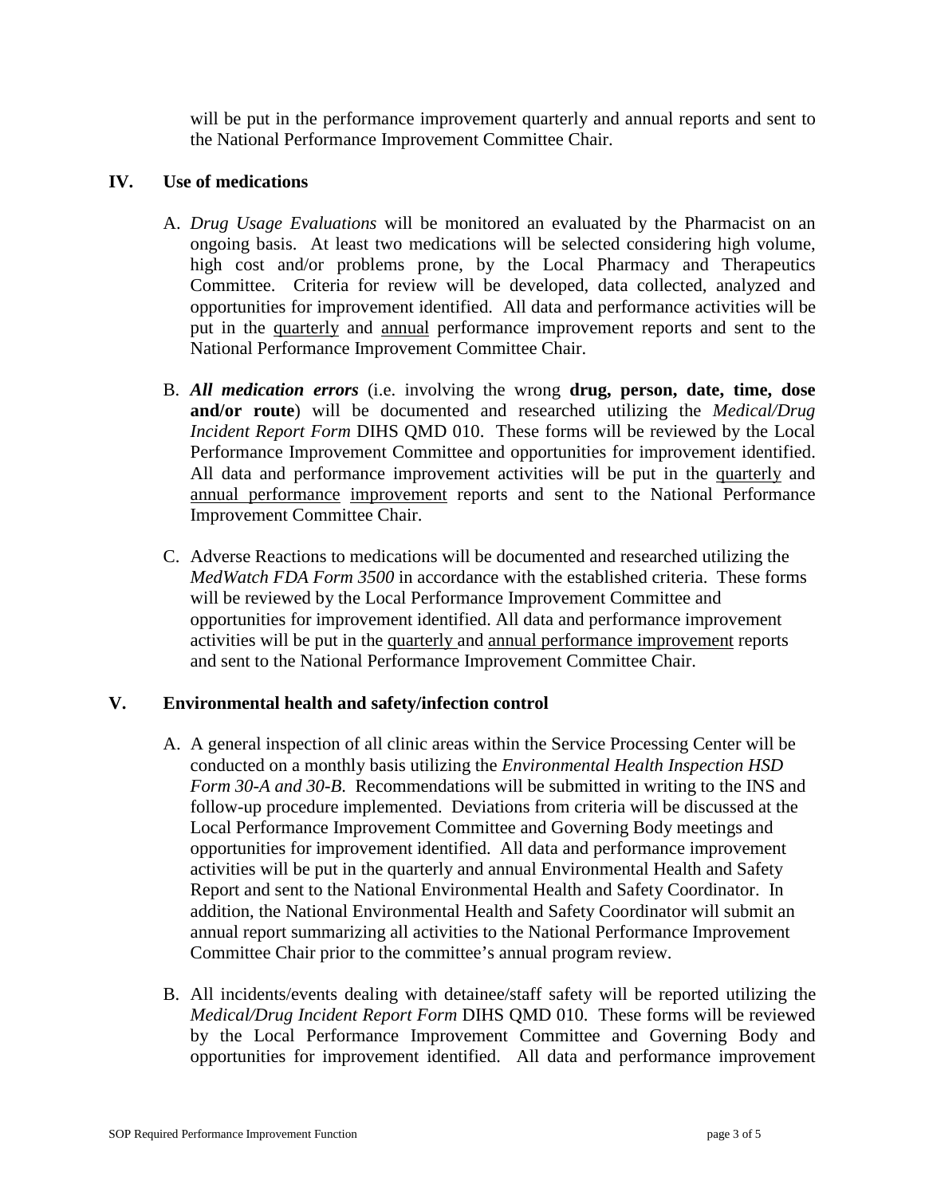will be put in the performance improvement quarterly and annual reports and sent to the National Performance Improvement Committee Chair.

## IV. Use of medications

A. *Drug Usage Evaluations* will be monitored an evaluated by the Pharmacist on an ongoing basis. At least two medications will be selected considering high volume, high cost and/or problems prone, by the Local Pharmacy and Therapeutics Committee. Criteria for review will be developed, data collected, analyzed and opportunities for improvement identified. All data and performance activities will be put in the quarterly and annual performance improvement reports and sent to the National Performance Improvement Committee Chair.

B. ***All medication errors*** (i.e. involving the wrong **drug, person, date, time, dose and/or route**) will be documented and researched utilizing the *Medical/Drug Incident Report Form* DIHS QMD 010. These forms will be reviewed by the Local Performance Improvement Committee and opportunities for improvement identified. All data and performance improvement activities will be put in the quarterly and annual performance improvement reports and sent to the National Performance Improvement Committee Chair.

C. Adverse Reactions to medications will be documented and researched utilizing the *MedWatch FDA Form 3500* in accordance with the established criteria. These forms will be reviewed by the Local Performance Improvement Committee and opportunities for improvement identified. All data and performance improvement activities will be put in the quarterly and annual performance improvement reports and sent to the National Performance Improvement Committee Chair.

## V. Environmental health and safety/infection control

A. A general inspection of all clinic areas within the Service Processing Center will be conducted on a monthly basis utilizing the *Environmental Health Inspection HSD Form 30-A and 30-B.* Recommendations will be submitted in writing to the INS and follow-up procedure implemented. Deviations from criteria will be discussed at the Local Performance Improvement Committee and Governing Body meetings and opportunities for improvement identified. All data and performance improvement activities will be put in the quarterly and annual Environmental Health and Safety Report and sent to the National Environmental Health and Safety Coordinator. In addition, the National Environmental Health and Safety Coordinator will submit an annual report summarizing all activities to the National Performance Improvement Committee Chair prior to the committee's annual program review.

B. All incidents/events dealing with detainee/staff safety will be reported utilizing the *Medical/Drug Incident Report Form* DIHS QMD 010. These forms will be reviewed by the Local Performance Improvement Committee and Governing Body and opportunities for improvement identified. All data and performance improvement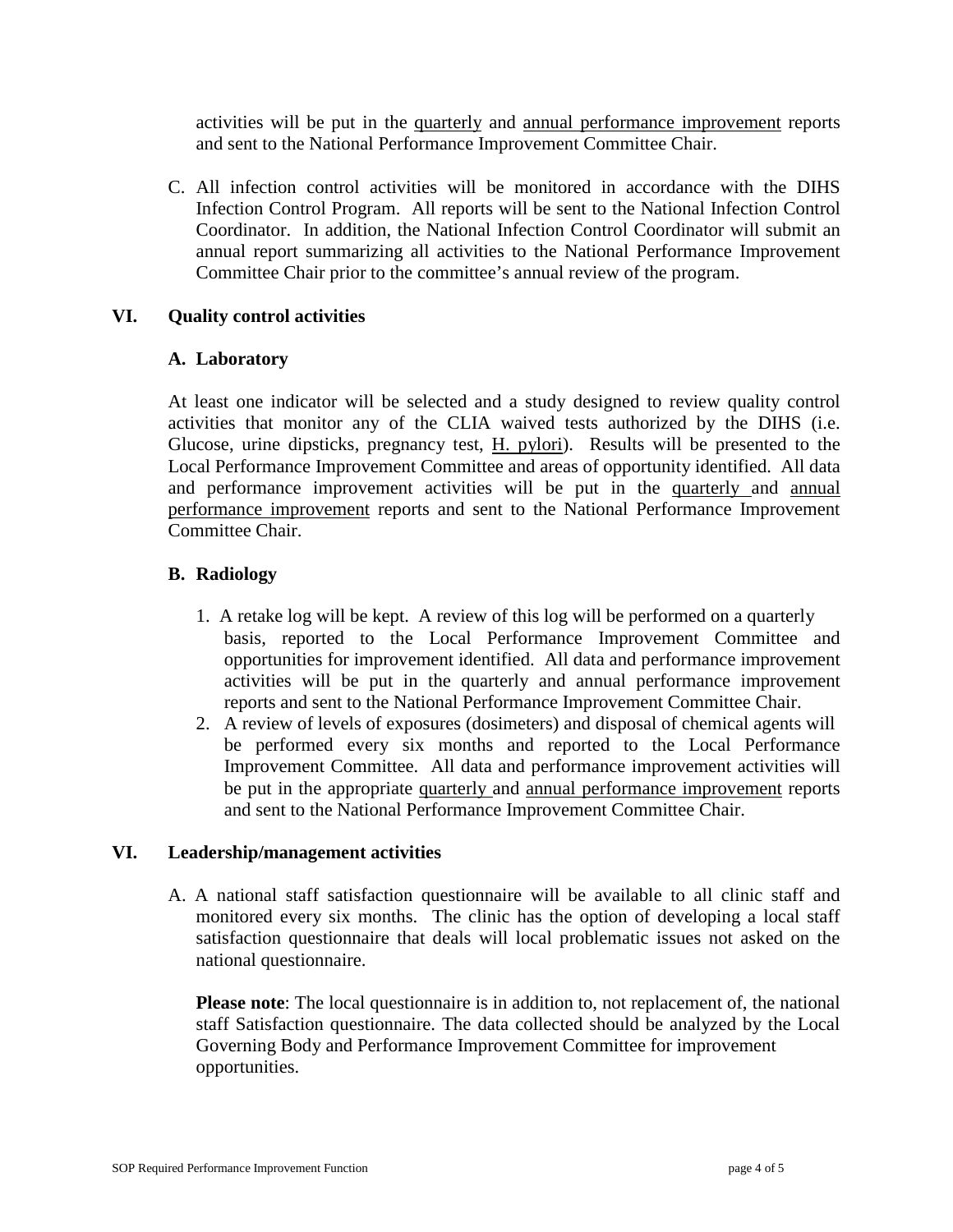activities will be put in the quarterly and annual performance improvement reports and sent to the National Performance Improvement Committee Chair.

C. All infection control activities will be monitored in accordance with the DIHS Infection Control Program. All reports will be sent to the National Infection Control Coordinator. In addition, the National Infection Control Coordinator will submit an annual report summarizing all activities to the National Performance Improvement Committee Chair prior to the committee's annual review of the program.

## VI. Quality control activities

### A. Laboratory

At least one indicator will be selected and a study designed to review quality control activities that monitor any of the CLIA waived tests authorized by the DIHS (i.e. Glucose, urine dipsticks, pregnancy test, H. pylori). Results will be presented to the Local Performance Improvement Committee and areas of opportunity identified. All data and performance improvement activities will be put in the quarterly and annual performance improvement reports and sent to the National Performance Improvement Committee Chair.

### B. Radiology

1. A retake log will be kept. A review of this log will be performed on a quarterly basis, reported to the Local Performance Improvement Committee and opportunities for improvement identified. All data and performance improvement activities will be put in the quarterly and annual performance improvement reports and sent to the National Performance Improvement Committee Chair.
2. A review of levels of exposures (dosimeters) and disposal of chemical agents will be performed every six months and reported to the Local Performance Improvement Committee. All data and performance improvement activities will be put in the appropriate quarterly and annual performance improvement reports and sent to the National Performance Improvement Committee Chair.

## VI. Leadership/management activities

A. A national staff satisfaction questionnaire will be available to all clinic staff and monitored every six months. The clinic has the option of developing a local staff satisfaction questionnaire that deals will local problematic issues not asked on the national questionnaire.

**Please note**: The local questionnaire is in addition to, not replacement of, the national staff Satisfaction questionnaire. The data collected should be analyzed by the Local Governing Body and Performance Improvement Committee for improvement opportunities.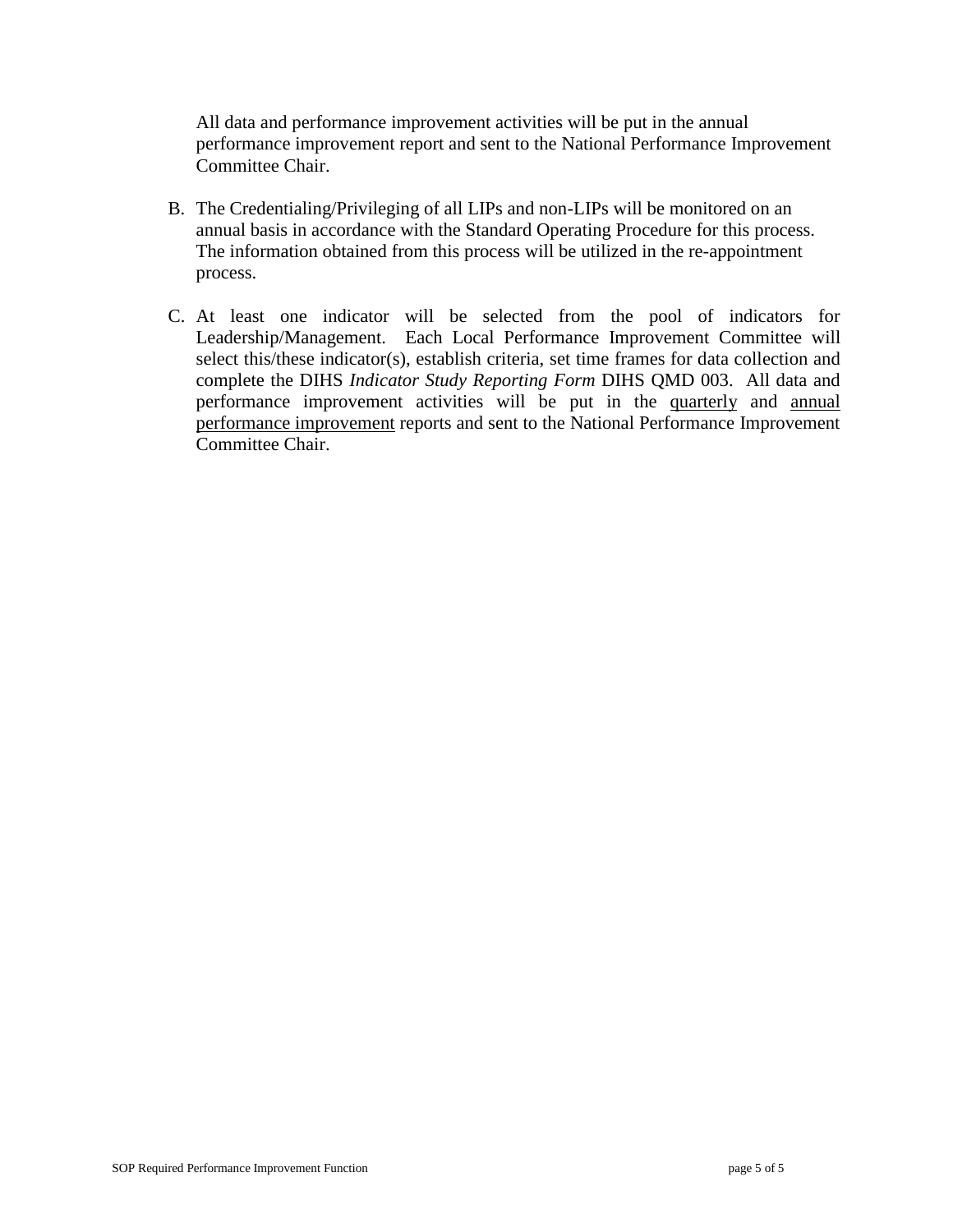All data and performance improvement activities will be put in the annual performance improvement report and sent to the National Performance Improvement Committee Chair.

B. The Credentialing/Privileging of all LIPs and non-LIPs will be monitored on an annual basis in accordance with the Standard Operating Procedure for this process. The information obtained from this process will be utilized in the re-appointment process.

C. At least one indicator will be selected from the pool of indicators for Leadership/Management. Each Local Performance Improvement Committee will select this/these indicator(s), establish criteria, set time frames for data collection and complete the DIHS *Indicator Study Reporting Form* DIHS QMD 003. All data and performance improvement activities will be put in the <u>quarterly</u> and <u>annual performance improvement</u> reports and sent to the National Performance Improvement Committee Chair.